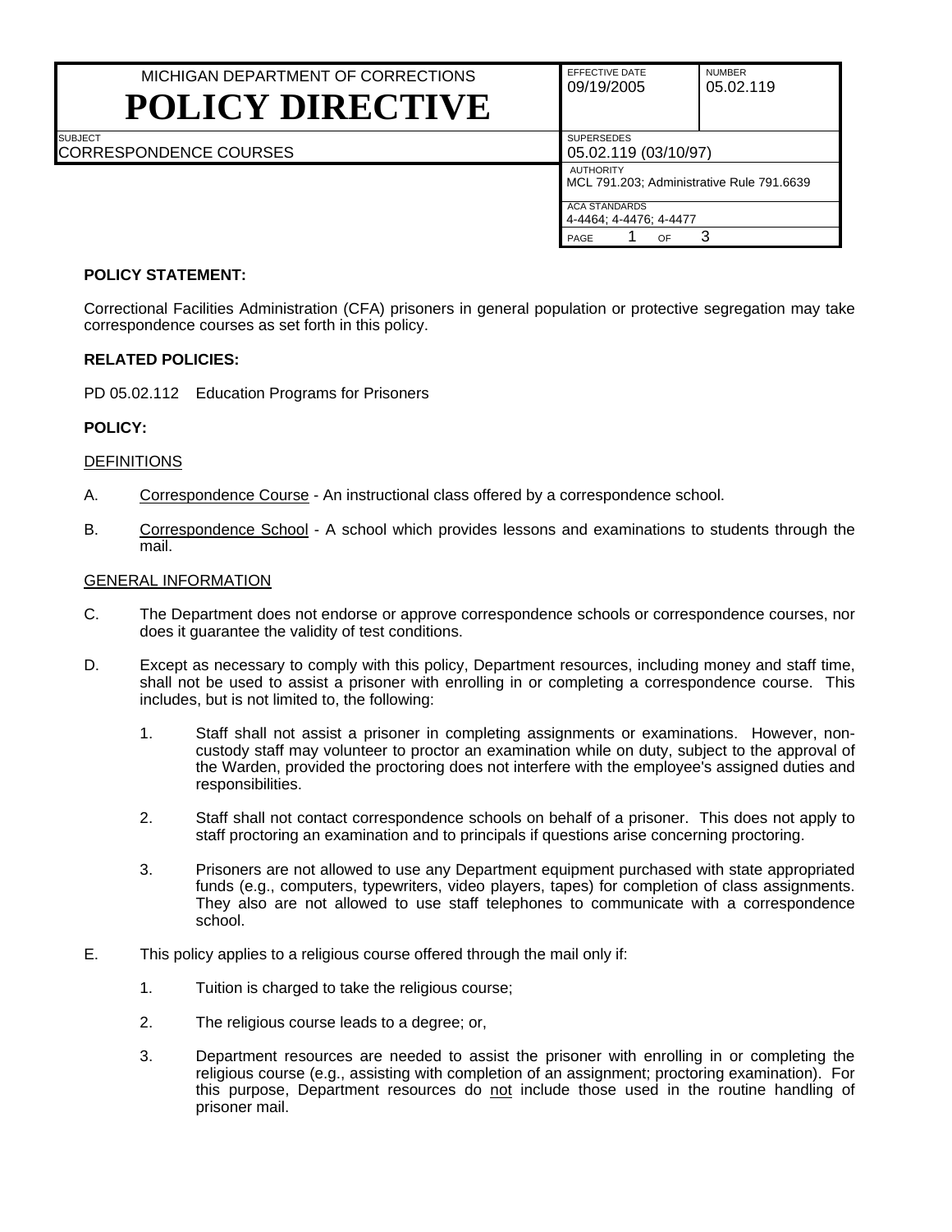| MICHIGAN DEPARTMENT OF CORRECTIONS **POLICY DIRECTIVE** | EFFECTIVE DATE 09/19/2005 | NUMBER 05.02.119 |
| --- | --- | --- |
| SUBJECT CORRESPONDENCE COURSES | SUPERSEDES 05.02.119 (03/10/97) | |
| | AUTHORITY MCL 791.203; Administrative Rule 791.6639 | |
| | ACA STANDARDS 4-4464; 4-4476; 4-4477 | |

**POLICY STATEMENT:**

Correctional Facilities Administration (CFA) prisoners in general population or protective segregation may take correspondence courses as set forth in this policy.

**RELATED POLICIES:**

PD 05.02.112 Education Programs for Prisoners

**POLICY:**

DEFINITIONS

A. Correspondence Course - An instructional class offered by a correspondence school.

B. Correspondence School - A school which provides lessons and examinations to students through the mail.

GENERAL INFORMATION

C. The Department does not endorse or approve correspondence schools or correspondence courses, nor does it guarantee the validity of test conditions.

D. Except as necessary to comply with this policy, Department resources, including money and staff time, shall not be used to assist a prisoner with enrolling in or completing a correspondence course. This includes, but is not limited to, the following:

   1. Staff shall not assist a prisoner in completing assignments or examinations. However, non-custody staff may volunteer to proctor an examination while on duty, subject to the approval of the Warden, provided the proctoring does not interfere with the employee's assigned duties and responsibilities.

   2. Staff shall not contact correspondence schools on behalf of a prisoner. This does not apply to staff proctoring an examination and to principals if questions arise concerning proctoring.

   3. Prisoners are not allowed to use any Department equipment purchased with state appropriated funds (e.g., computers, typewriters, video players, tapes) for completion of class assignments. They also are not allowed to use staff telephones to communicate with a correspondence school.

E. This policy applies to a religious course offered through the mail only if:

   1. Tuition is charged to take the religious course;

   2. The religious course leads to a degree; or,

   3. Department resources are needed to assist the prisoner with enrolling in or completing the religious course (e.g., assisting with completion of an assignment; proctoring examination). For this purpose, Department resources do not include those used in the routine handling of prisoner mail.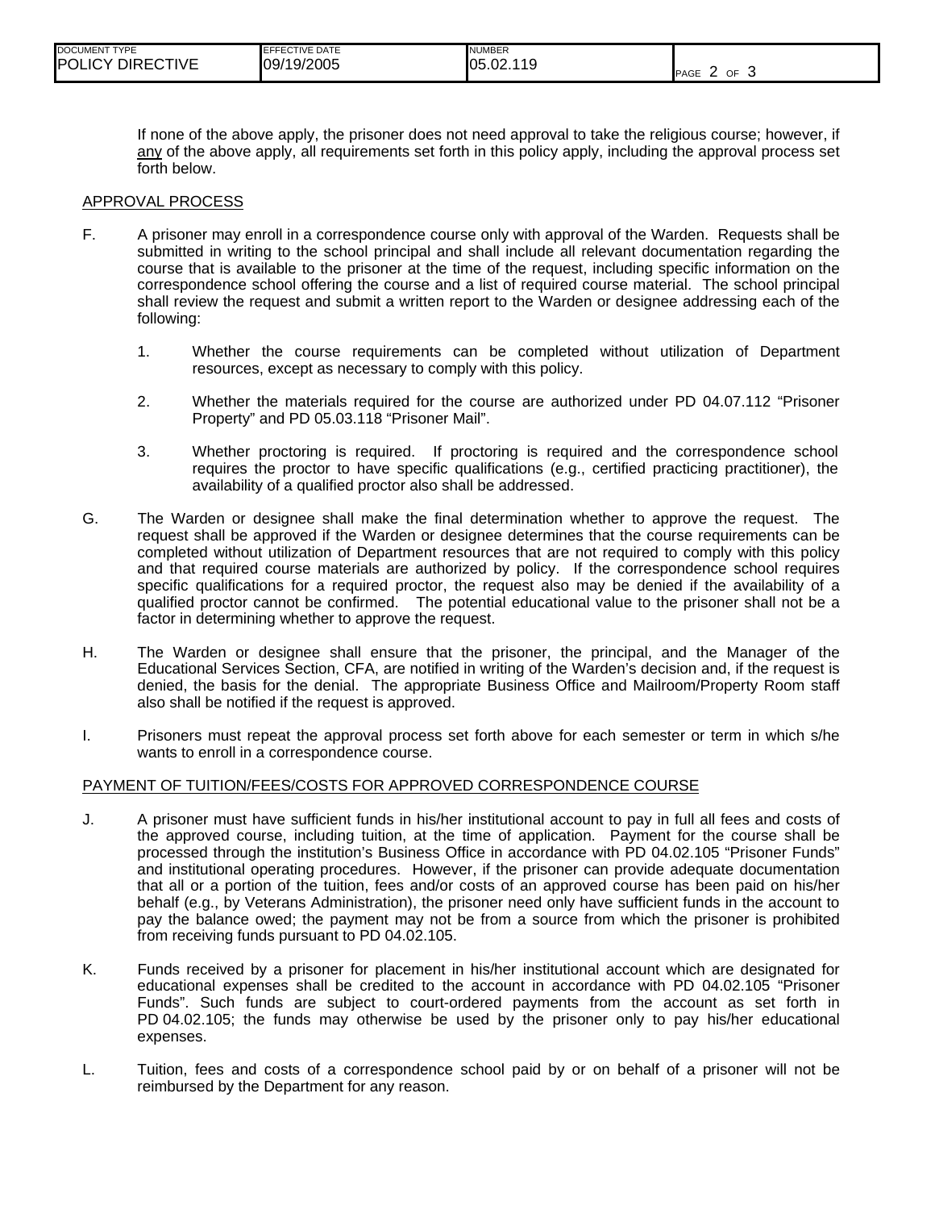If none of the above apply, the prisoner does not need approval to take the religious course; however, if any of the above apply, all requirements set forth in this policy apply, including the approval process set forth below.

## APPROVAL PROCESS

F. A prisoner may enroll in a correspondence course only with approval of the Warden. Requests shall be submitted in writing to the school principal and shall include all relevant documentation regarding the course that is available to the prisoner at the time of the request, including specific information on the correspondence school offering the course and a list of required course material. The school principal shall review the request and submit a written report to the Warden or designee addressing each of the following:

   1. Whether the course requirements can be completed without utilization of Department resources, except as necessary to comply with this policy.

   2. Whether the materials required for the course are authorized under PD 04.07.112 "Prisoner Property" and PD 05.03.118 "Prisoner Mail".

   3. Whether proctoring is required. If proctoring is required and the correspondence school requires the proctor to have specific qualifications (e.g., certified practicing practitioner), the availability of a qualified proctor also shall be addressed.

G. The Warden or designee shall make the final determination whether to approve the request. The request shall be approved if the Warden or designee determines that the course requirements can be completed without utilization of Department resources that are not required to comply with this policy and that required course materials are authorized by policy. If the correspondence school requires specific qualifications for a required proctor, the request also may be denied if the availability of a qualified proctor cannot be confirmed. The potential educational value to the prisoner shall not be a factor in determining whether to approve the request.

H. The Warden or designee shall ensure that the prisoner, the principal, and the Manager of the Educational Services Section, CFA, are notified in writing of the Warden's decision and, if the request is denied, the basis for the denial. The appropriate Business Office and Mailroom/Property Room staff also shall be notified if the request is approved.

I. Prisoners must repeat the approval process set forth above for each semester or term in which s/he wants to enroll in a correspondence course.

## PAYMENT OF TUITION/FEES/COSTS FOR APPROVED CORRESPONDENCE COURSE

J. A prisoner must have sufficient funds in his/her institutional account to pay in full all fees and costs of the approved course, including tuition, at the time of application. Payment for the course shall be processed through the institution's Business Office in accordance with PD 04.02.105 "Prisoner Funds" and institutional operating procedures. However, if the prisoner can provide adequate documentation that all or a portion of the tuition, fees and/or costs of an approved course has been paid on his/her behalf (e.g., by Veterans Administration), the prisoner need only have sufficient funds in the account to pay the balance owed; the payment may not be from a source from which the prisoner is prohibited from receiving funds pursuant to PD 04.02.105.

K. Funds received by a prisoner for placement in his/her institutional account which are designated for educational expenses shall be credited to the account in accordance with PD 04.02.105 "Prisoner Funds". Such funds are subject to court-ordered payments from the account as set forth in PD 04.02.105; the funds may otherwise be used by the prisoner only to pay his/her educational expenses.

L. Tuition, fees and costs of a correspondence school paid by or on behalf of a prisoner will not be reimbursed by the Department for any reason.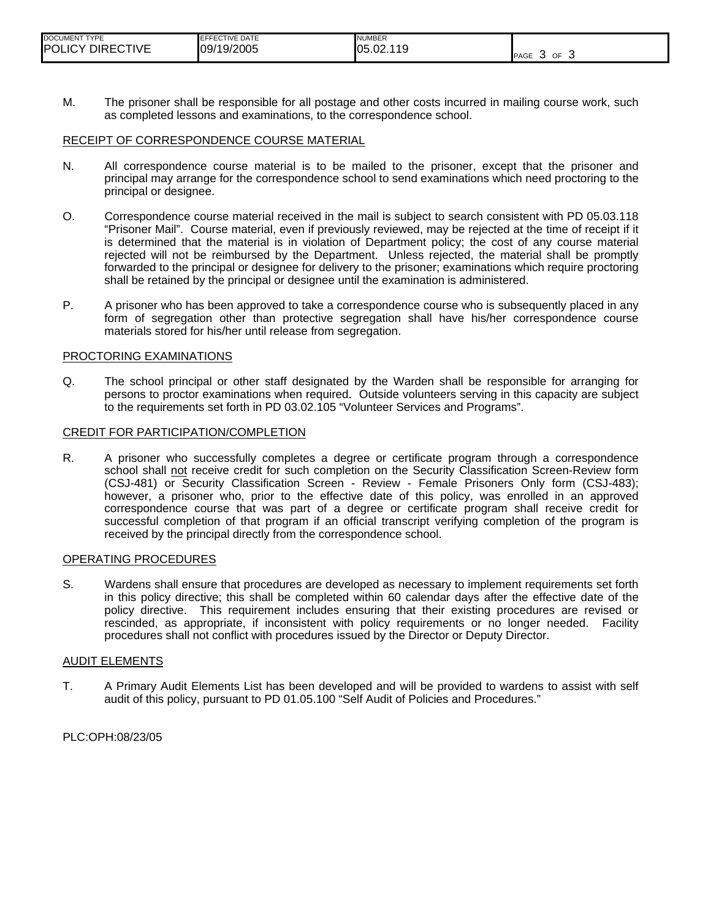M. The prisoner shall be responsible for all postage and other costs incurred in mailing course work, such as completed lessons and examinations, to the correspondence school.

RECEIPT OF CORRESPONDENCE COURSE MATERIAL

N. All correspondence course material is to be mailed to the prisoner, except that the prisoner and principal may arrange for the correspondence school to send examinations which need proctoring to the principal or designee.

O. Correspondence course material received in the mail is subject to search consistent with PD 05.03.118 "Prisoner Mail". Course material, even if previously reviewed, may be rejected at the time of receipt if it is determined that the material is in violation of Department policy; the cost of any course material rejected will not be reimbursed by the Department. Unless rejected, the material shall be promptly forwarded to the principal or designee for delivery to the prisoner; examinations which require proctoring shall be retained by the principal or designee until the examination is administered.

P. A prisoner who has been approved to take a correspondence course who is subsequently placed in any form of segregation other than protective segregation shall have his/her correspondence course materials stored for his/her until release from segregation.

PROCTORING EXAMINATIONS

Q. The school principal or other staff designated by the Warden shall be responsible for arranging for persons to proctor examinations when required. Outside volunteers serving in this capacity are subject to the requirements set forth in PD 03.02.105 "Volunteer Services and Programs".

CREDIT FOR PARTICIPATION/COMPLETION

R. A prisoner who successfully completes a degree or certificate program through a correspondence school shall not receive credit for such completion on the Security Classification Screen-Review form (CSJ-481) or Security Classification Screen - Review - Female Prisoners Only form (CSJ-483); however, a prisoner who, prior to the effective date of this policy, was enrolled in an approved correspondence course that was part of a degree or certificate program shall receive credit for successful completion of that program if an official transcript verifying completion of the program is received by the principal directly from the correspondence school.

OPERATING PROCEDURES

S. Wardens shall ensure that procedures are developed as necessary to implement requirements set forth in this policy directive; this shall be completed within 60 calendar days after the effective date of the policy directive. This requirement includes ensuring that their existing procedures are revised or rescinded, as appropriate, if inconsistent with policy requirements or no longer needed. Facility procedures shall not conflict with procedures issued by the Director or Deputy Director.

AUDIT ELEMENTS

T. A Primary Audit Elements List has been developed and will be provided to wardens to assist with self audit of this policy, pursuant to PD 01.05.100 "Self Audit of Policies and Procedures."

PLC:OPH:08/23/05